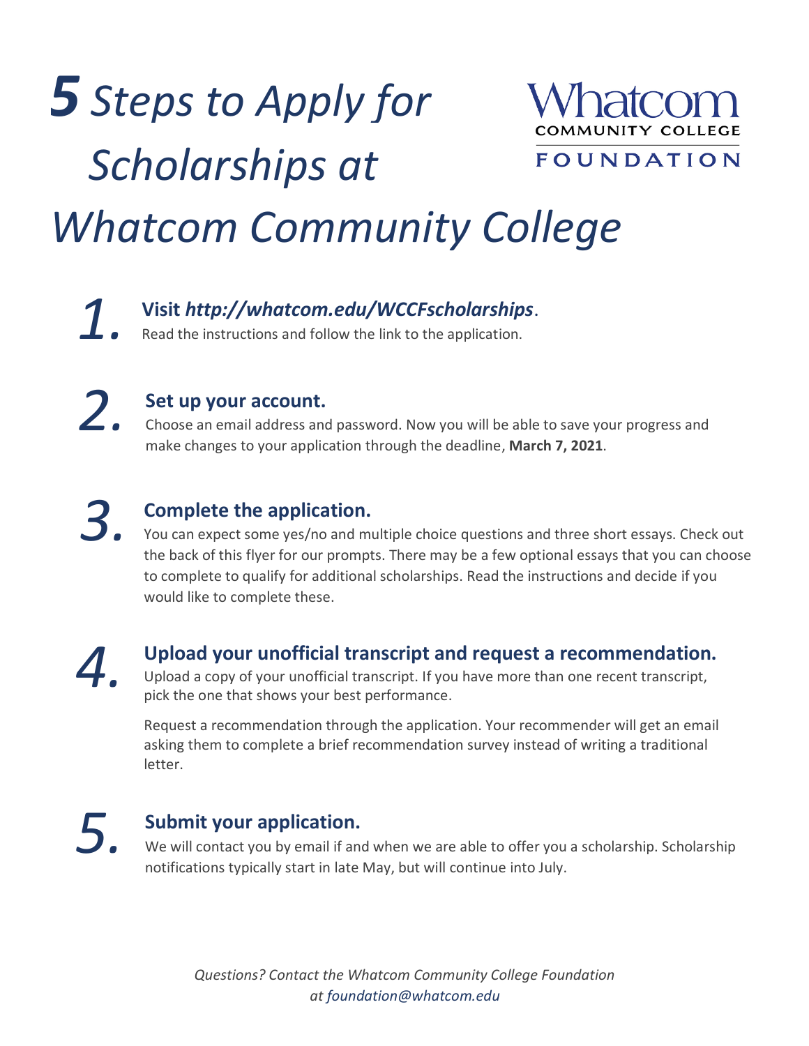# *5 Steps to Apply for Scholarships at Whatcom Community College*

Whatcom COMMUNITY COLLEGE FOUNDATION

***1.*** **Visit *http://whatcom.edu/WCCFscholarships*.**

Read the instructions and follow the link to the application.

***2.*** **Set up your account.**

Choose an email address and password. Now you will be able to save your progress and make changes to your application through the deadline, **March 7, 2021**.

***3.*** **Complete the application.**

You can expect some yes/no and multiple choice questions and three short essays. Check out the back of this flyer for our prompts. There may be a few optional essays that you can choose to complete to qualify for additional scholarships. Read the instructions and decide if you would like to complete these.

***4.*** **Upload your unofficial transcript and request a recommendation.**

Upload a copy of your unofficial transcript. If you have more than one recent transcript, pick the one that shows your best performance.

Request a recommendation through the application. Your recommender will get an email asking them to complete a brief recommendation survey instead of writing a traditional letter.

***5.*** **Submit your application.**

We will contact you by email if and when we are able to offer you a scholarship. Scholarship notifications typically start in late May, but will continue into July.

*Questions? Contact the Whatcom Community College Foundation at foundation@whatcom.edu*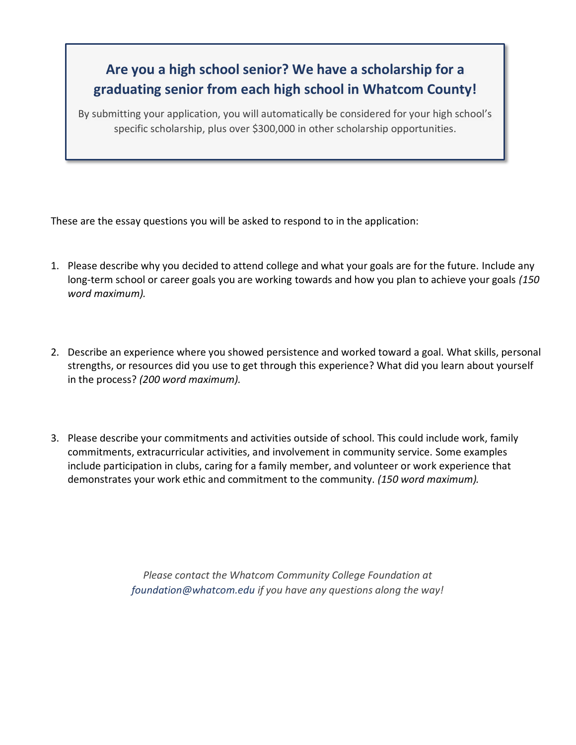## Are you a high school senior? We have a scholarship for a graduating senior from each high school in Whatcom County!

By submitting your application, you will automatically be considered for your high school's specific scholarship, plus over $300,000 in other scholarship opportunities.

These are the essay questions you will be asked to respond to in the application:

1. Please describe why you decided to attend college and what your goals are for the future. Include any long-term school or career goals you are working towards and how you plan to achieve your goals *(150 word maximum).*

2. Describe an experience where you showed persistence and worked toward a goal. What skills, personal strengths, or resources did you use to get through this experience? What did you learn about yourself in the process? *(200 word maximum).*

3. Please describe your commitments and activities outside of school. This could include work, family commitments, extracurricular activities, and involvement in community service. Some examples include participation in clubs, caring for a family member, and volunteer or work experience that demonstrates your work ethic and commitment to the community. *(150 word maximum).*

*Please contact the Whatcom Community College Foundation at foundation@whatcom.edu if you have any questions along the way!*